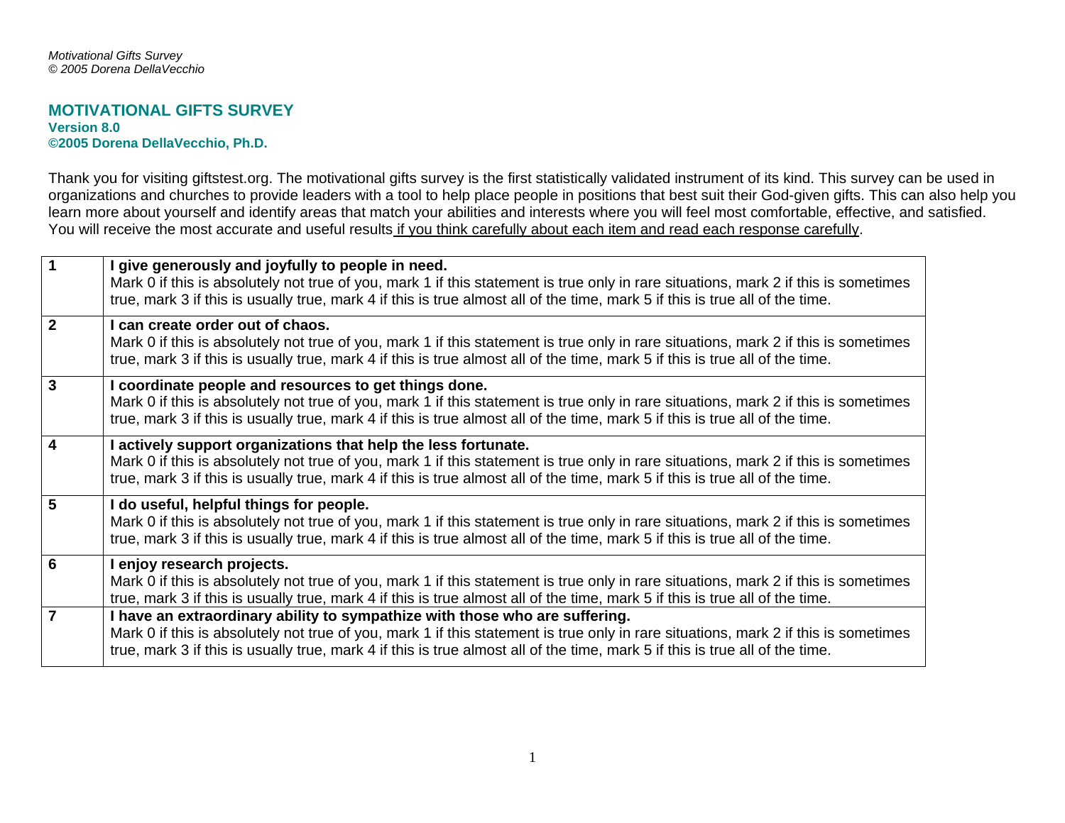*Motivational Gifts Survey*
*© 2005 Dorena DellaVecchio*

# MOTIVATIONAL GIFTS SURVEY

**Version 8.0**
**©2005 Dorena DellaVecchio, Ph.D.**

Thank you for visiting giftstest.org. The motivational gifts survey is the first statistically validated instrument of its kind. This survey can be used in organizations and churches to provide leaders with a tool to help place people in positions that best suit their God-given gifts. This can also help you learn more about yourself and identify areas that match your abilities and interests where you will feel most comfortable, effective, and satisfied. You will receive the most accurate and useful results <u>if you think carefully about each item and read each response carefully</u>.

| | |
|---|---|
| **1** | **I give generously and joyfully to people in need.** Mark 0 if this is absolutely not true of you, mark 1 if this statement is true only in rare situations, mark 2 if this is sometimes true, mark 3 if this is usually true, mark 4 if this is true almost all of the time, mark 5 if this is true all of the time. |
| **2** | **I can create order out of chaos.** Mark 0 if this is absolutely not true of you, mark 1 if this statement is true only in rare situations, mark 2 if this is sometimes true, mark 3 if this is usually true, mark 4 if this is true almost all of the time, mark 5 if this is true all of the time. |
| **3** | **I coordinate people and resources to get things done.** Mark 0 if this is absolutely not true of you, mark 1 if this statement is true only in rare situations, mark 2 if this is sometimes true, mark 3 if this is usually true, mark 4 if this is true almost all of the time, mark 5 if this is true all of the time. |
| **4** | **I actively support organizations that help the less fortunate.** Mark 0 if this is absolutely not true of you, mark 1 if this statement is true only in rare situations, mark 2 if this is sometimes true, mark 3 if this is usually true, mark 4 if this is true almost all of the time, mark 5 if this is true all of the time. |
| **5** | **I do useful, helpful things for people.** Mark 0 if this is absolutely not true of you, mark 1 if this statement is true only in rare situations, mark 2 if this is sometimes true, mark 3 if this is usually true, mark 4 if this is true almost all of the time, mark 5 if this is true all of the time. |
| **6** | **I enjoy research projects.** Mark 0 if this is absolutely not true of you, mark 1 if this statement is true only in rare situations, mark 2 if this is sometimes true, mark 3 if this is usually true, mark 4 if this is true almost all of the time, mark 5 if this is true all of the time. |
| **7** | **I have an extraordinary ability to sympathize with those who are suffering.** Mark 0 if this is absolutely not true of you, mark 1 if this statement is true only in rare situations, mark 2 if this is sometimes true, mark 3 if this is usually true, mark 4 if this is true almost all of the time, mark 5 if this is true all of the time. |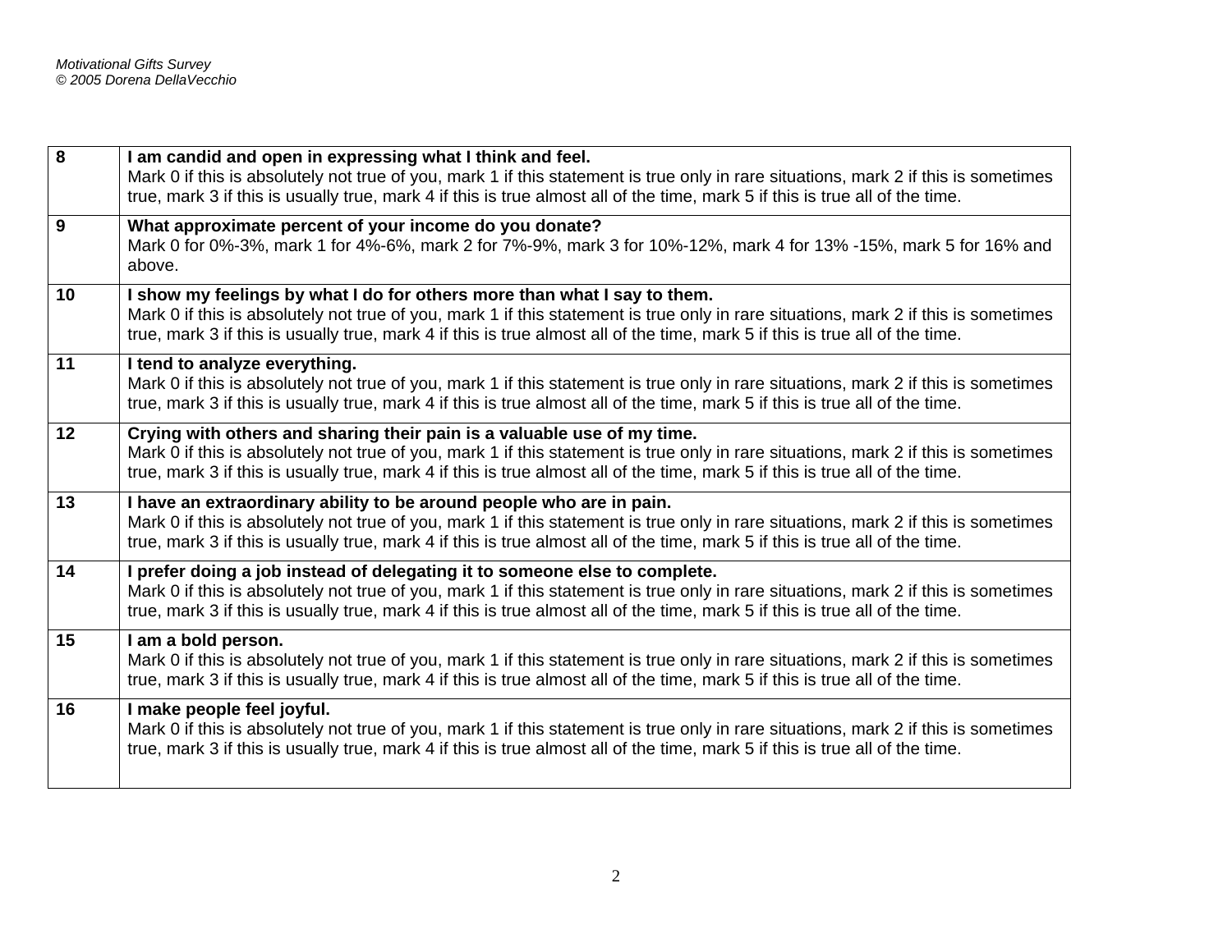| | |
|---|---|
| **8** | **I am candid and open in expressing what I think and feel.**<br>Mark 0 if this is absolutely not true of you, mark 1 if this statement is true only in rare situations, mark 2 if this is sometimes true, mark 3 if this is usually true, mark 4 if this is true almost all of the time, mark 5 if this is true all of the time. |
| **9** | **What approximate percent of your income do you donate?**<br>Mark 0 for 0%-3%, mark 1 for 4%-6%, mark 2 for 7%-9%, mark 3 for 10%-12%, mark 4 for 13% -15%, mark 5 for 16% and above. |
| **10** | **I show my feelings by what I do for others more than what I say to them.**<br>Mark 0 if this is absolutely not true of you, mark 1 if this statement is true only in rare situations, mark 2 if this is sometimes true, mark 3 if this is usually true, mark 4 if this is true almost all of the time, mark 5 if this is true all of the time. |
| **11** | **I tend to analyze everything.**<br>Mark 0 if this is absolutely not true of you, mark 1 if this statement is true only in rare situations, mark 2 if this is sometimes true, mark 3 if this is usually true, mark 4 if this is true almost all of the time, mark 5 if this is true all of the time. |
| **12** | **Crying with others and sharing their pain is a valuable use of my time.**<br>Mark 0 if this is absolutely not true of you, mark 1 if this statement is true only in rare situations, mark 2 if this is sometimes true, mark 3 if this is usually true, mark 4 if this is true almost all of the time, mark 5 if this is true all of the time. |
| **13** | **I have an extraordinary ability to be around people who are in pain.**<br>Mark 0 if this is absolutely not true of you, mark 1 if this statement is true only in rare situations, mark 2 if this is sometimes true, mark 3 if this is usually true, mark 4 if this is true almost all of the time, mark 5 if this is true all of the time. |
| **14** | **I prefer doing a job instead of delegating it to someone else to complete.**<br>Mark 0 if this is absolutely not true of you, mark 1 if this statement is true only in rare situations, mark 2 if this is sometimes true, mark 3 if this is usually true, mark 4 if this is true almost all of the time, mark 5 if this is true all of the time. |
| **15** | **I am a bold person.**<br>Mark 0 if this is absolutely not true of you, mark 1 if this statement is true only in rare situations, mark 2 if this is sometimes true, mark 3 if this is usually true, mark 4 if this is true almost all of the time, mark 5 if this is true all of the time. |
| **16** | **I make people feel joyful.**<br>Mark 0 if this is absolutely not true of you, mark 1 if this statement is true only in rare situations, mark 2 if this is sometimes true, mark 3 if this is usually true, mark 4 if this is true almost all of the time, mark 5 if this is true all of the time. |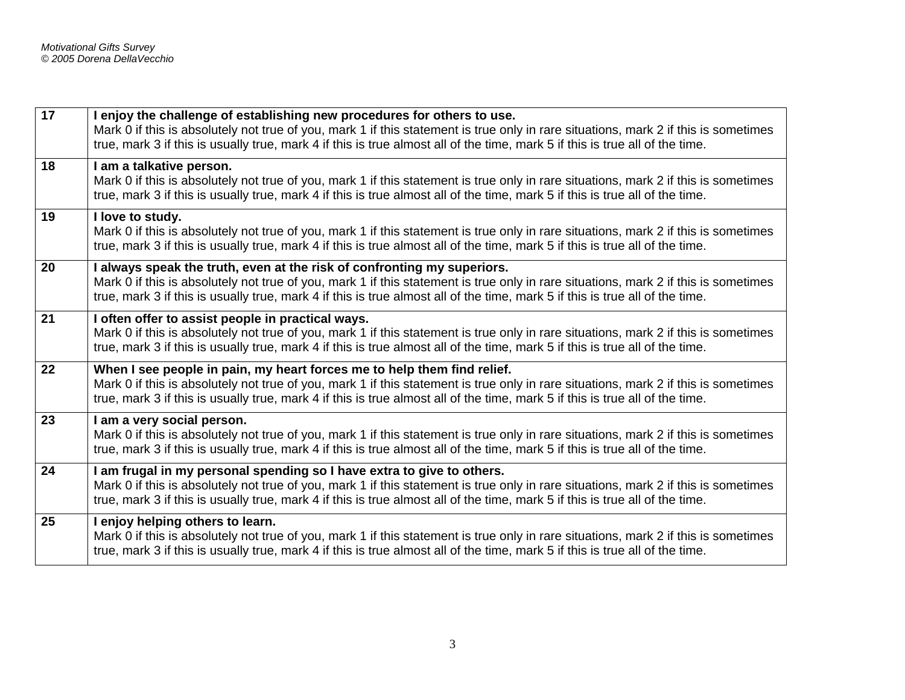| | |
|---|---|
| 17 | **I enjoy the challenge of establishing new procedures for others to use.** Mark 0 if this is absolutely not true of you, mark 1 if this statement is true only in rare situations, mark 2 if this is sometimes true, mark 3 if this is usually true, mark 4 if this is true almost all of the time, mark 5 if this is true all of the time. |
| 18 | **I am a talkative person.** Mark 0 if this is absolutely not true of you, mark 1 if this statement is true only in rare situations, mark 2 if this is sometimes true, mark 3 if this is usually true, mark 4 if this is true almost all of the time, mark 5 if this is true all of the time. |
| 19 | **I love to study.** Mark 0 if this is absolutely not true of you, mark 1 if this statement is true only in rare situations, mark 2 if this is sometimes true, mark 3 if this is usually true, mark 4 if this is true almost all of the time, mark 5 if this is true all of the time. |
| 20 | **I always speak the truth, even at the risk of confronting my superiors.** Mark 0 if this is absolutely not true of you, mark 1 if this statement is true only in rare situations, mark 2 if this is sometimes true, mark 3 if this is usually true, mark 4 if this is true almost all of the time, mark 5 if this is true all of the time. |
| 21 | **I often offer to assist people in practical ways.** Mark 0 if this is absolutely not true of you, mark 1 if this statement is true only in rare situations, mark 2 if this is sometimes true, mark 3 if this is usually true, mark 4 if this is true almost all of the time, mark 5 if this is true all of the time. |
| 22 | **When I see people in pain, my heart forces me to help them find relief.** Mark 0 if this is absolutely not true of you, mark 1 if this statement is true only in rare situations, mark 2 if this is sometimes true, mark 3 if this is usually true, mark 4 if this is true almost all of the time, mark 5 if this is true all of the time. |
| 23 | **I am a very social person.** Mark 0 if this is absolutely not true of you, mark 1 if this statement is true only in rare situations, mark 2 if this is sometimes true, mark 3 if this is usually true, mark 4 if this is true almost all of the time, mark 5 if this is true all of the time. |
| 24 | **I am frugal in my personal spending so I have extra to give to others.** Mark 0 if this is absolutely not true of you, mark 1 if this statement is true only in rare situations, mark 2 if this is sometimes true, mark 3 if this is usually true, mark 4 if this is true almost all of the time, mark 5 if this is true all of the time. |
| 25 | **I enjoy helping others to learn.** Mark 0 if this is absolutely not true of you, mark 1 if this statement is true only in rare situations, mark 2 if this is sometimes true, mark 3 if this is usually true, mark 4 if this is true almost all of the time, mark 5 if this is true all of the time. |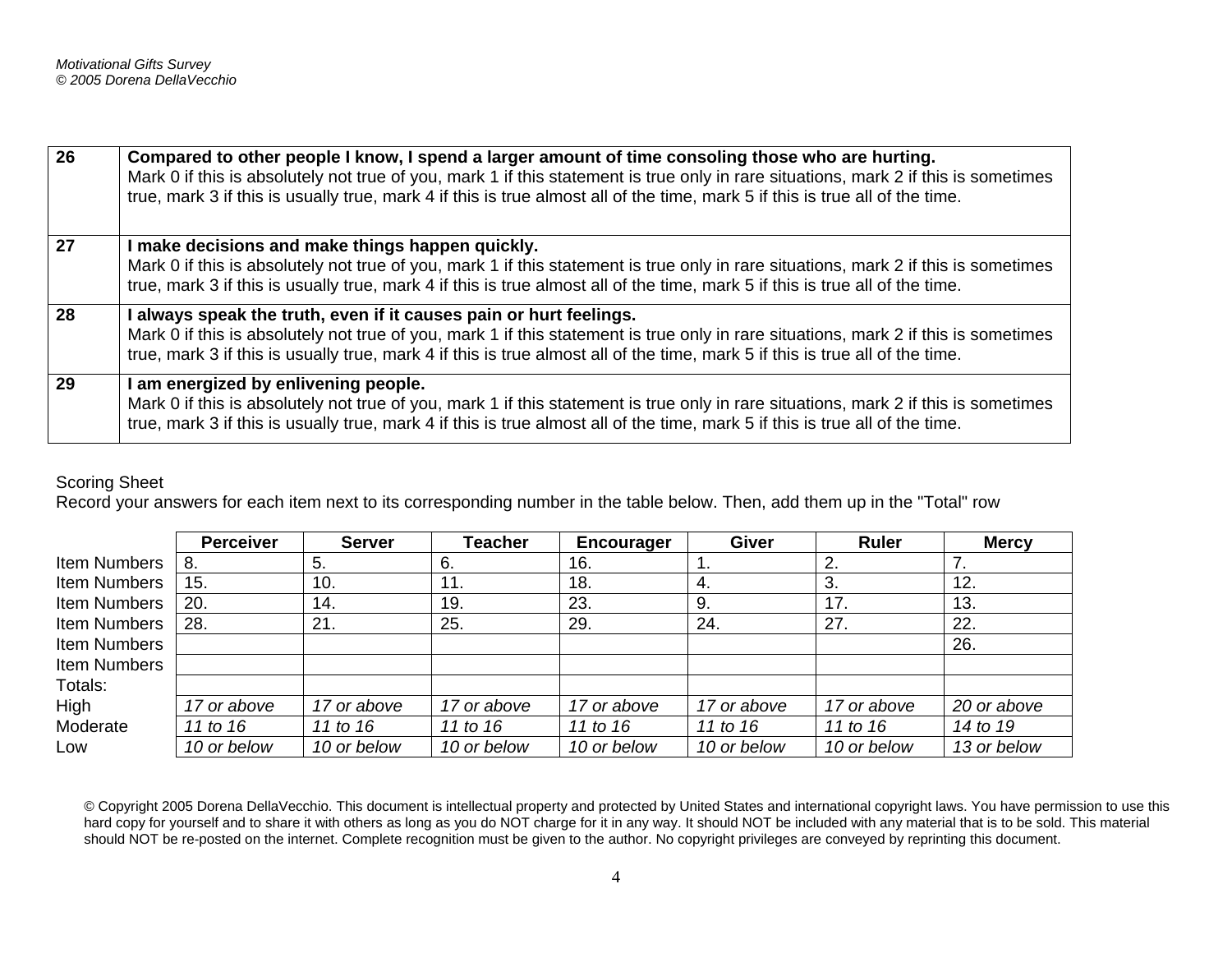| | |
|---|---|
| 26 | **Compared to other people I know, I spend a larger amount of time consoling those who are hurting.**<br>Mark 0 if this is absolutely not true of you, mark 1 if this statement is true only in rare situations, mark 2 if this is sometimes true, mark 3 if this is usually true, mark 4 if this is true almost all of the time, mark 5 if this is true all of the time. |
| 27 | **I make decisions and make things happen quickly.**<br>Mark 0 if this is absolutely not true of you, mark 1 if this statement is true only in rare situations, mark 2 if this is sometimes true, mark 3 if this is usually true, mark 4 if this is true almost all of the time, mark 5 if this is true all of the time. |
| 28 | **I always speak the truth, even if it causes pain or hurt feelings.**<br>Mark 0 if this is absolutely not true of you, mark 1 if this statement is true only in rare situations, mark 2 if this is sometimes true, mark 3 if this is usually true, mark 4 if this is true almost all of the time, mark 5 if this is true all of the time. |
| 29 | **I am energized by enlivening people.**<br>Mark 0 if this is absolutely not true of you, mark 1 if this statement is true only in rare situations, mark 2 if this is sometimes true, mark 3 if this is usually true, mark 4 if this is true almost all of the time, mark 5 if this is true all of the time. |

Scoring Sheet

Record your answers for each item next to its corresponding number in the table below. Then, add them up in the "Total" row

| | Perceiver | Server | Teacher | Encourager | Giver | Ruler | Mercy |
|---|---|---|---|---|---|---|---|
| Item Numbers | 8. | 5. | 6. | 16. | 1. | 2. | 7. |
| Item Numbers | 15. | 10. | 11. | 18. | 4. | 3. | 12. |
| Item Numbers | 20. | 14. | 19. | 23. | 9. | 17. | 13. |
| Item Numbers | 28. | 21. | 25. | 29. | 24. | 27. | 22. |
| Item Numbers | | | | | | | 26. |
| Item Numbers | | | | | | | |
| Totals: | | | | | | | |
| High | *17 or above* | *17 or above* | *17 or above* | *17 or above* | *17 or above* | *17 or above* | *20 or above* |
| Moderate | *11 to 16* | *11 to 16* | *11 to 16* | *11 to 16* | *11 to 16* | *11 to 16* | *14 to 19* |
| Low | *10 or below* | *10 or below* | *10 or below* | *10 or below* | *10 or below* | *10 or below* | *13 or below* |

© Copyright 2005 Dorena DellaVecchio. This document is intellectual property and protected by United States and international copyright laws. You have permission to use this hard copy for yourself and to share it with others as long as you do NOT charge for it in any way. It should NOT be included with any material that is to be sold. This material should NOT be re-posted on the internet. Complete recognition must be given to the author. No copyright privileges are conveyed by reprinting this document.